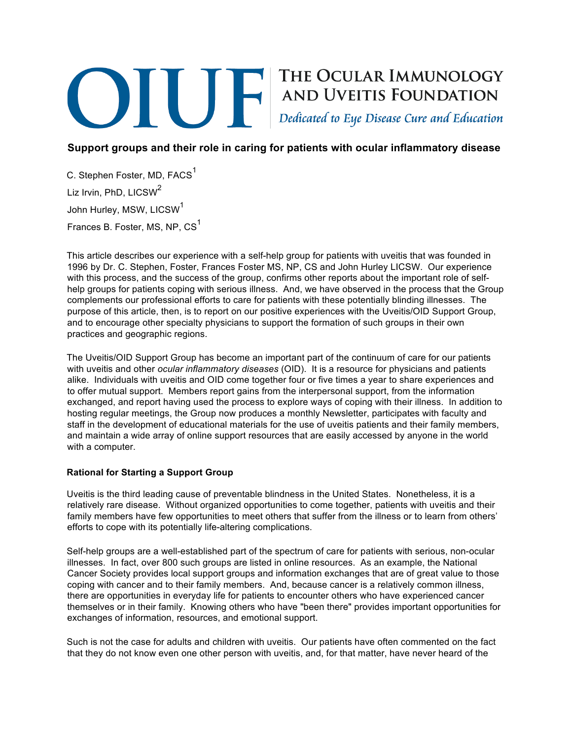# OIUF — The Ocular Immunology and Uveitis Foundation

*Dedicated to Eye Disease Cure and Education*

## Support groups and their role in caring for patients with ocular inflammatory disease

C. Stephen Foster, MD, FACS[1]

Liz Irvin, PhD, LICSW[2]

John Hurley, MSW, LICSW[1]

Frances B. Foster, MS, NP, CS[1]

This article describes our experience with a self-help group for patients with uveitis that was founded in 1996 by Dr. C. Stephen, Foster, Frances Foster MS, NP, CS and John Hurley LICSW. Our experience with this process, and the success of the group, confirms other reports about the important role of self-help groups for patients coping with serious illness. And, we have observed in the process that the Group complements our professional efforts to care for patients with these potentially blinding illnesses. The purpose of this article, then, is to report on our positive experiences with the Uveitis/OID Support Group, and to encourage other specialty physicians to support the formation of such groups in their own practices and geographic regions.

The Uveitis/OID Support Group has become an important part of the continuum of care for our patients with uveitis and other *ocular inflammatory diseases* (OID). It is a resource for physicians and patients alike. Individuals with uveitis and OID come together four or five times a year to share experiences and to offer mutual support. Members report gains from the interpersonal support, from the information exchanged, and report having used the process to explore ways of coping with their illness. In addition to hosting regular meetings, the Group now produces a monthly Newsletter, participates with faculty and staff in the development of educational materials for the use of uveitis patients and their family members, and maintain a wide array of online support resources that are easily accessed by anyone in the world with a computer.

### Rational for Starting a Support Group

Uveitis is the third leading cause of preventable blindness in the United States. Nonetheless, it is a relatively rare disease. Without organized opportunities to come together, patients with uveitis and their family members have few opportunities to meet others that suffer from the illness or to learn from others' efforts to cope with its potentially life-altering complications.

Self-help groups are a well-established part of the spectrum of care for patients with serious, non-ocular illnesses. In fact, over 800 such groups are listed in online resources. As an example, the National Cancer Society provides local support groups and information exchanges that are of great value to those coping with cancer and to their family members. And, because cancer is a relatively common illness, there are opportunities in everyday life for patients to encounter others who have experienced cancer themselves or in their family. Knowing others who have "been there" provides important opportunities for exchanges of information, resources, and emotional support.

Such is not the case for adults and children with uveitis. Our patients have often commented on the fact that they do not know even one other person with uveitis, and, for that matter, have never heard of the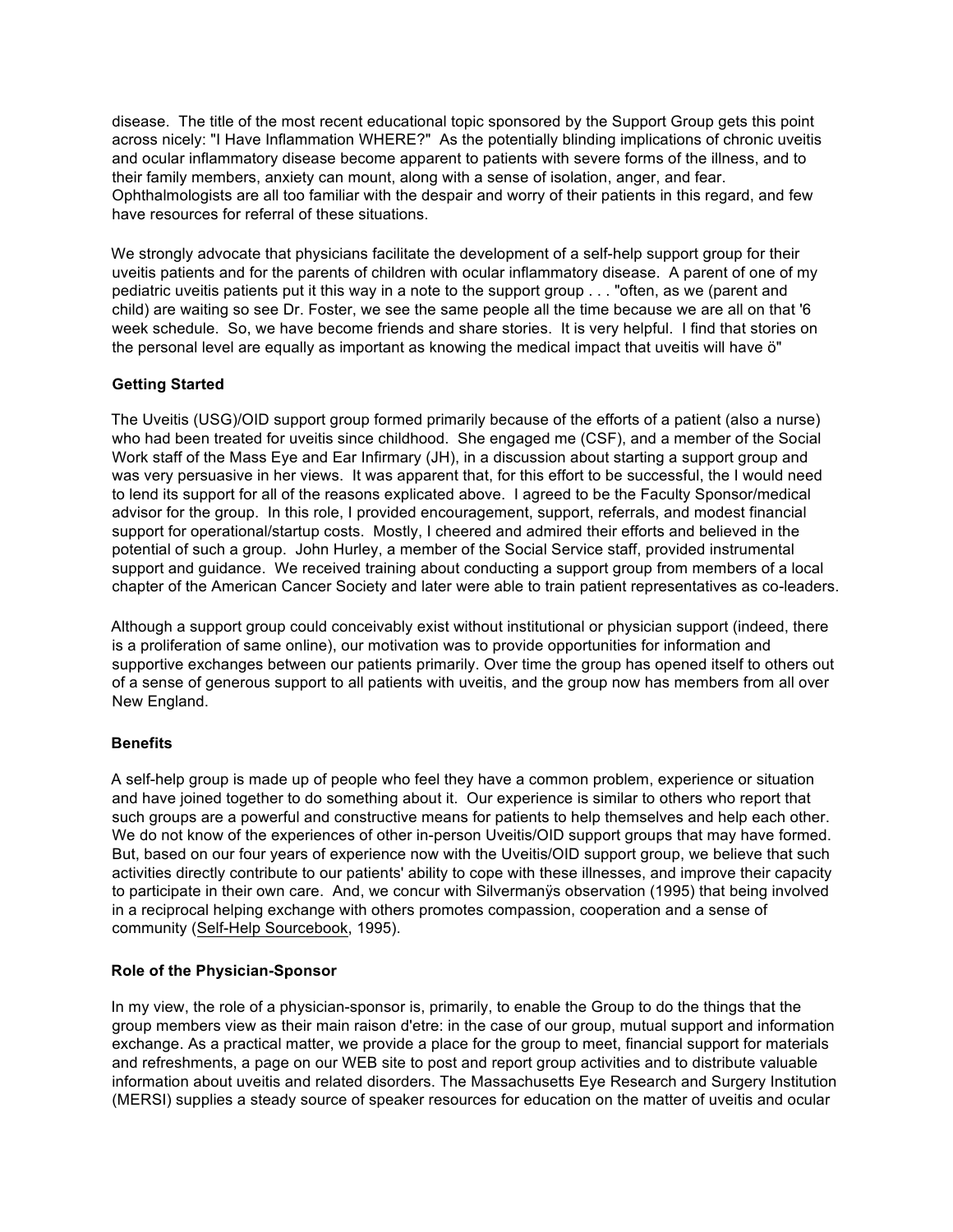disease. The title of the most recent educational topic sponsored by the Support Group gets this point across nicely: "I Have Inflammation WHERE?" As the potentially blinding implications of chronic uveitis and ocular inflammatory disease become apparent to patients with severe forms of the illness, and to their family members, anxiety can mount, along with a sense of isolation, anger, and fear. Ophthalmologists are all too familiar with the despair and worry of their patients in this regard, and few have resources for referral of these situations.

We strongly advocate that physicians facilitate the development of a self-help support group for their uveitis patients and for the parents of children with ocular inflammatory disease. A parent of one of my pediatric uveitis patients put it this way in a note to the support group . . . "often, as we (parent and child) are waiting so see Dr. Foster, we see the same people all the time because we are all on that '6 week schedule. So, we have become friends and share stories. It is very helpful. I find that stories on the personal level are equally as important as knowing the medical impact that uveitis will have ö"

### Getting Started

The Uveitis (USG)/OID support group formed primarily because of the efforts of a patient (also a nurse) who had been treated for uveitis since childhood. She engaged me (CSF), and a member of the Social Work staff of the Mass Eye and Ear Infirmary (JH), in a discussion about starting a support group and was very persuasive in her views. It was apparent that, for this effort to be successful, the I would need to lend its support for all of the reasons explicated above. I agreed to be the Faculty Sponsor/medical advisor for the group. In this role, I provided encouragement, support, referrals, and modest financial support for operational/startup costs. Mostly, I cheered and admired their efforts and believed in the potential of such a group. John Hurley, a member of the Social Service staff, provided instrumental support and guidance. We received training about conducting a support group from members of a local chapter of the American Cancer Society and later were able to train patient representatives as co-leaders.

Although a support group could conceivably exist without institutional or physician support (indeed, there is a proliferation of same online), our motivation was to provide opportunities for information and supportive exchanges between our patients primarily. Over time the group has opened itself to others out of a sense of generous support to all patients with uveitis, and the group now has members from all over New England.

### Benefits

A self-help group is made up of people who feel they have a common problem, experience or situation and have joined together to do something about it. Our experience is similar to others who report that such groups are a powerful and constructive means for patients to help themselves and help each other. We do not know of the experiences of other in-person Uveitis/OID support groups that may have formed. But, based on our four years of experience now with the Uveitis/OID support group, we believe that such activities directly contribute to our patients' ability to cope with these illnesses, and improve their capacity to participate in their own care. And, we concur with Silvermanÿs observation (1995) that being involved in a reciprocal helping exchange with others promotes compassion, cooperation and a sense of community (Self-Help Sourcebook, 1995).

### Role of the Physician-Sponsor

In my view, the role of a physician-sponsor is, primarily, to enable the Group to do the things that the group members view as their main raison d'etre: in the case of our group, mutual support and information exchange. As a practical matter, we provide a place for the group to meet, financial support for materials and refreshments, a page on our WEB site to post and report group activities and to distribute valuable information about uveitis and related disorders. The Massachusetts Eye Research and Surgery Institution (MERSI) supplies a steady source of speaker resources for education on the matter of uveitis and ocular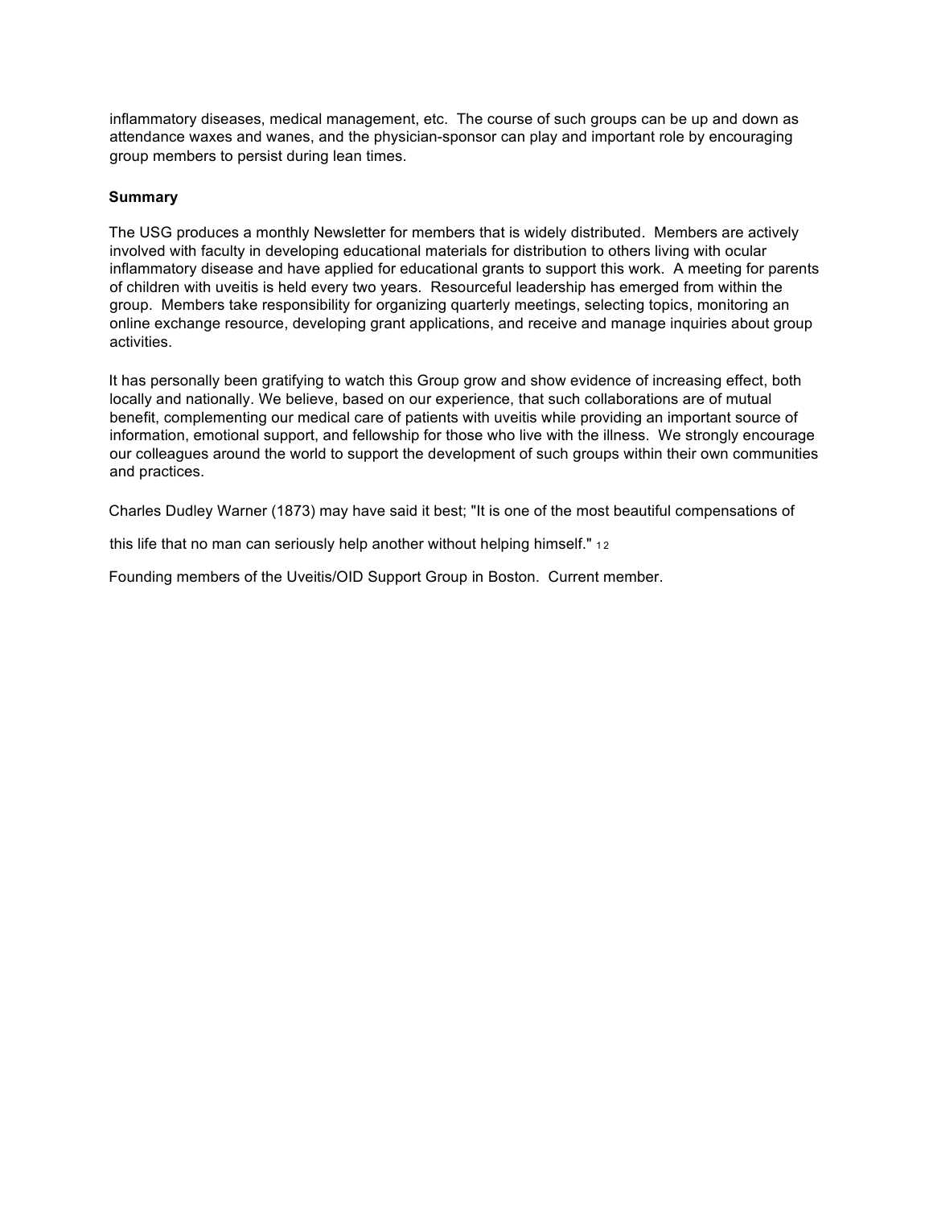inflammatory diseases, medical management, etc. The course of such groups can be up and down as attendance waxes and wanes, and the physician-sponsor can play and important role by encouraging group members to persist during lean times.

## Summary

The USG produces a monthly Newsletter for members that is widely distributed. Members are actively involved with faculty in developing educational materials for distribution to others living with ocular inflammatory disease and have applied for educational grants to support this work. A meeting for parents of children with uveitis is held every two years. Resourceful leadership has emerged from within the group. Members take responsibility for organizing quarterly meetings, selecting topics, monitoring an online exchange resource, developing grant applications, and receive and manage inquiries about group activities.

It has personally been gratifying to watch this Group grow and show evidence of increasing effect, both locally and nationally. We believe, based on our experience, that such collaborations are of mutual benefit, complementing our medical care of patients with uveitis while providing an important source of information, emotional support, and fellowship for those who live with the illness. We strongly encourage our colleagues around the world to support the development of such groups within their own communities and practices.

Charles Dudley Warner (1873) may have said it best; "It is one of the most beautiful compensations of this life that no man can seriously help another without helping himself." [1 2]

Founding members of the Uveitis/OID Support Group in Boston. Current member.